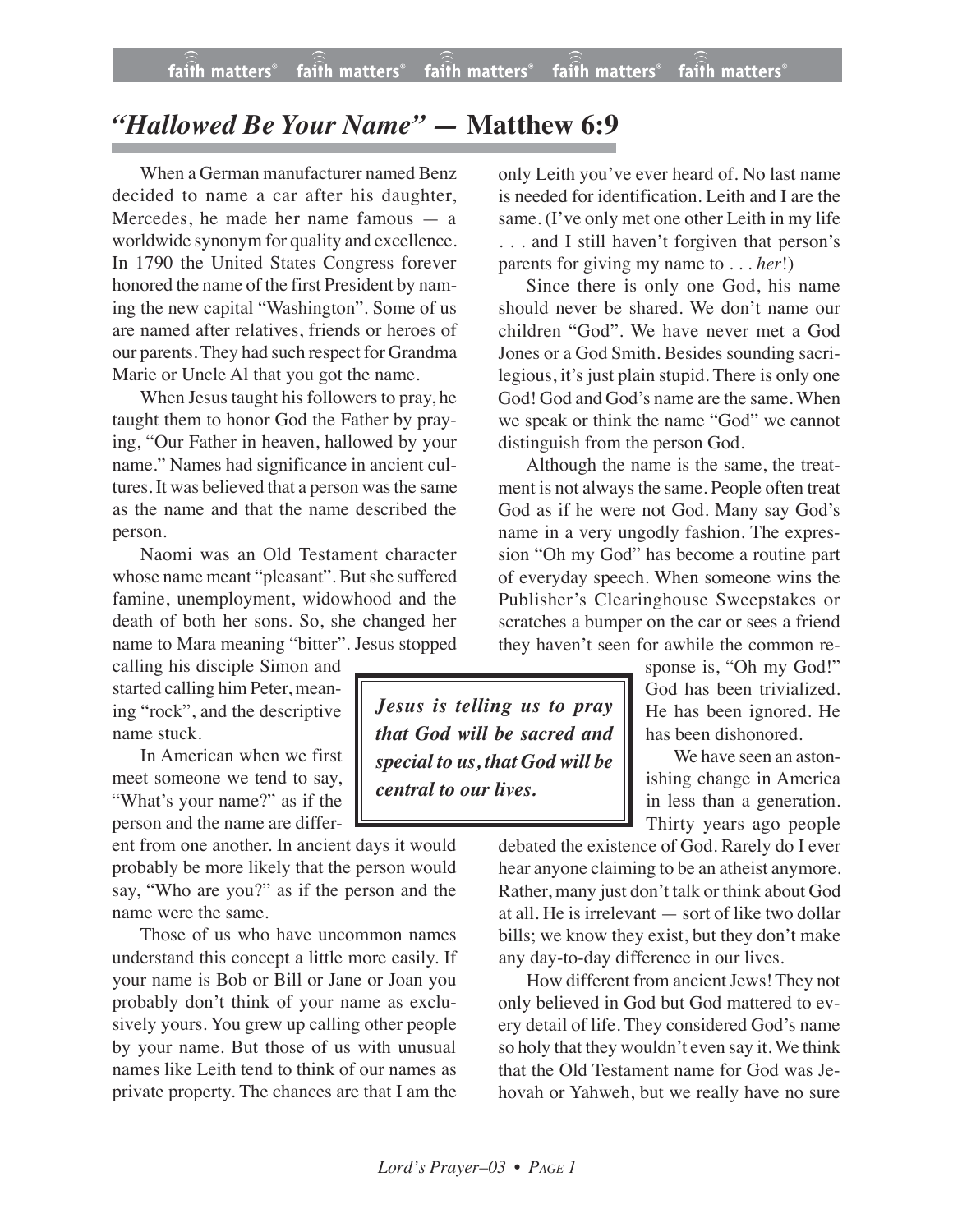# *"Hallowed Be Your Name"* — Matthew 6:9

When a German manufacturer named Benz decided to name a car after his daughter, Mercedes, he made her name famous — a worldwide synonym for quality and excellence. In 1790 the United States Congress forever honored the name of the first President by naming the new capital "Washington". Some of us are named after relatives, friends or heroes of our parents. They had such respect for Grandma Marie or Uncle Al that you got the name.

When Jesus taught his followers to pray, he taught them to honor God the Father by praying, "Our Father in heaven, hallowed by your name." Names had significance in ancient cultures. It was believed that a person was the same as the name and that the name described the person.

Naomi was an Old Testament character whose name meant "pleasant". But she suffered famine, unemployment, widowhood and the death of both her sons. So, she changed her name to Mara meaning "bitter". Jesus stopped calling his disciple Simon and started calling him Peter, meaning "rock", and the descriptive name stuck.

In American when we first meet someone we tend to say, "What's your name?" as if the person and the name are different from one another. In ancient days it would probably be more likely that the person would say, "Who are you?" as if the person and the name were the same.

Those of us who have uncommon names understand this concept a little more easily. If your name is Bob or Bill or Jane or Joan you probably don't think of your name as exclusively yours. You grew up calling other people by your name. But those of us with unusual names like Leith tend to think of our names as private property. The chances are that I am the only Leith you've ever heard of. No last name is needed for identification. Leith and I are the same. (I've only met one other Leith in my life . . . and I still haven't forgiven that person's parents for giving my name to . . . *her*!)

Since there is only one God, his name should never be shared. We don't name our children "God". We have never met a God Jones or a God Smith. Besides sounding sacrilegious, it's just plain stupid. There is only one God! God and God's name are the same. When we speak or think the name "God" we cannot distinguish from the person God.

Although the name is the same, the treatment is not always the same. People often treat God as if he were not God. Many say God's name in a very ungodly fashion. The expression "Oh my God" has become a routine part of everyday speech. When someone wins the Publisher's Clearinghouse Sweepstakes or scratches a bumper on the car or sees a friend they haven't seen for awhile the common response is, "Oh my God!" God has been trivialized. He has been ignored. He has been dishonored.

> ***Jesus is telling us to pray that God will be sacred and special to us, that God will be central to our lives.***

We have seen an astonishing change in America in less than a generation. Thirty years ago people debated the existence of God. Rarely do I ever hear anyone claiming to be an atheist anymore. Rather, many just don't talk or think about God at all. He is irrelevant — sort of like two dollar bills; we know they exist, but they don't make any day-to-day difference in our lives.

How different from ancient Jews! They not only believed in God but God mattered to every detail of life. They considered God's name so holy that they wouldn't even say it. We think that the Old Testament name for God was Jehovah or Yahweh, but we really have no sure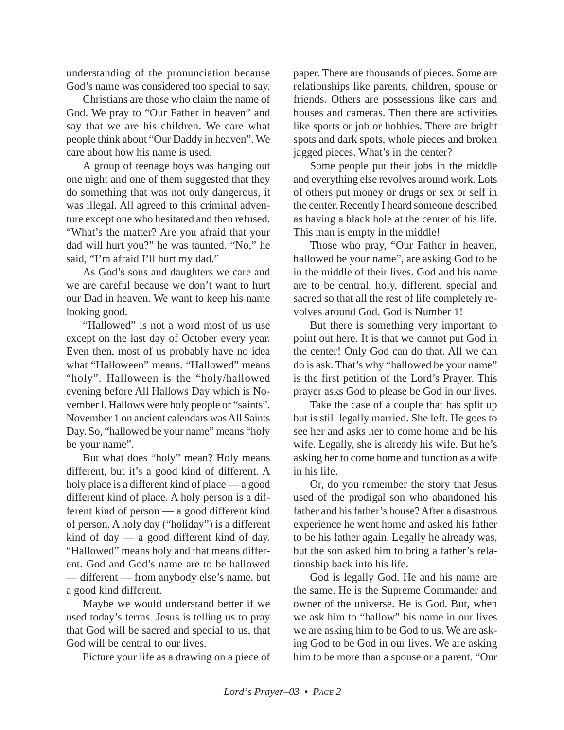understanding of the pronunciation because God's name was considered too special to say.

Christians are those who claim the name of God. We pray to "Our Father in heaven" and say that we are his children. We care what people think about "Our Daddy in heaven". We care about how his name is used.

A group of teenage boys was hanging out one night and one of them suggested that they do something that was not only dangerous, it was illegal. All agreed to this criminal adventure except one who hesitated and then refused. "What's the matter? Are you afraid that your dad will hurt you?" he was taunted. "No," he said, "I'm afraid I'll hurt my dad."

As God's sons and daughters we care and we are careful because we don't want to hurt our Dad in heaven. We want to keep his name looking good.

"Hallowed" is not a word most of us use except on the last day of October every year. Even then, most of us probably have no idea what "Halloween" means. "Hallowed" means "holy". Halloween is the "holy/hallowed evening before All Hallows Day which is November l. Hallows were holy people or "saints". November 1 on ancient calendars was All Saints Day. So, "hallowed be your name" means "holy be your name".

But what does "holy" mean? Holy means different, but it's a good kind of different. A holy place is a different kind of place — a good different kind of place. A holy person is a different kind of person — a good different kind of person. A holy day ("holiday") is a different kind of day — a good different kind of day. "Hallowed" means holy and that means different. God and God's name are to be hallowed — different — from anybody else's name, but a good kind different.

Maybe we would understand better if we used today's terms. Jesus is telling us to pray that God will be sacred and special to us, that God will be central to our lives.

Picture your life as a drawing on a piece of paper. There are thousands of pieces. Some are relationships like parents, children, spouse or friends. Others are possessions like cars and houses and cameras. Then there are activities like sports or job or hobbies. There are bright spots and dark spots, whole pieces and broken jagged pieces. What's in the center?

Some people put their jobs in the middle and everything else revolves around work. Lots of others put money or drugs or sex or self in the center. Recently I heard someone described as having a black hole at the center of his life. This man is empty in the middle!

Those who pray, "Our Father in heaven, hallowed be your name", are asking God to be in the middle of their lives. God and his name are to be central, holy, different, special and sacred so that all the rest of life completely revolves around God. God is Number 1!

But there is something very important to point out here. It is that we cannot put God in the center! Only God can do that. All we can do is ask. That's why "hallowed be your name" is the first petition of the Lord's Prayer. This prayer asks God to please be God in our lives.

Take the case of a couple that has split up but is still legally married. She left. He goes to see her and asks her to come home and be his wife. Legally, she is already his wife. But he's asking her to come home and function as a wife in his life.

Or, do you remember the story that Jesus used of the prodigal son who abandoned his father and his father's house? After a disastrous experience he went home and asked his father to be his father again. Legally he already was, but the son asked him to bring a father's relationship back into his life.

God is legally God. He and his name are the same. He is the Supreme Commander and owner of the universe. He is God. But, when we ask him to "hallow" his name in our lives we are asking him to be God to us. We are asking God to be God in our lives. We are asking him to be more than a spouse or a parent. "Our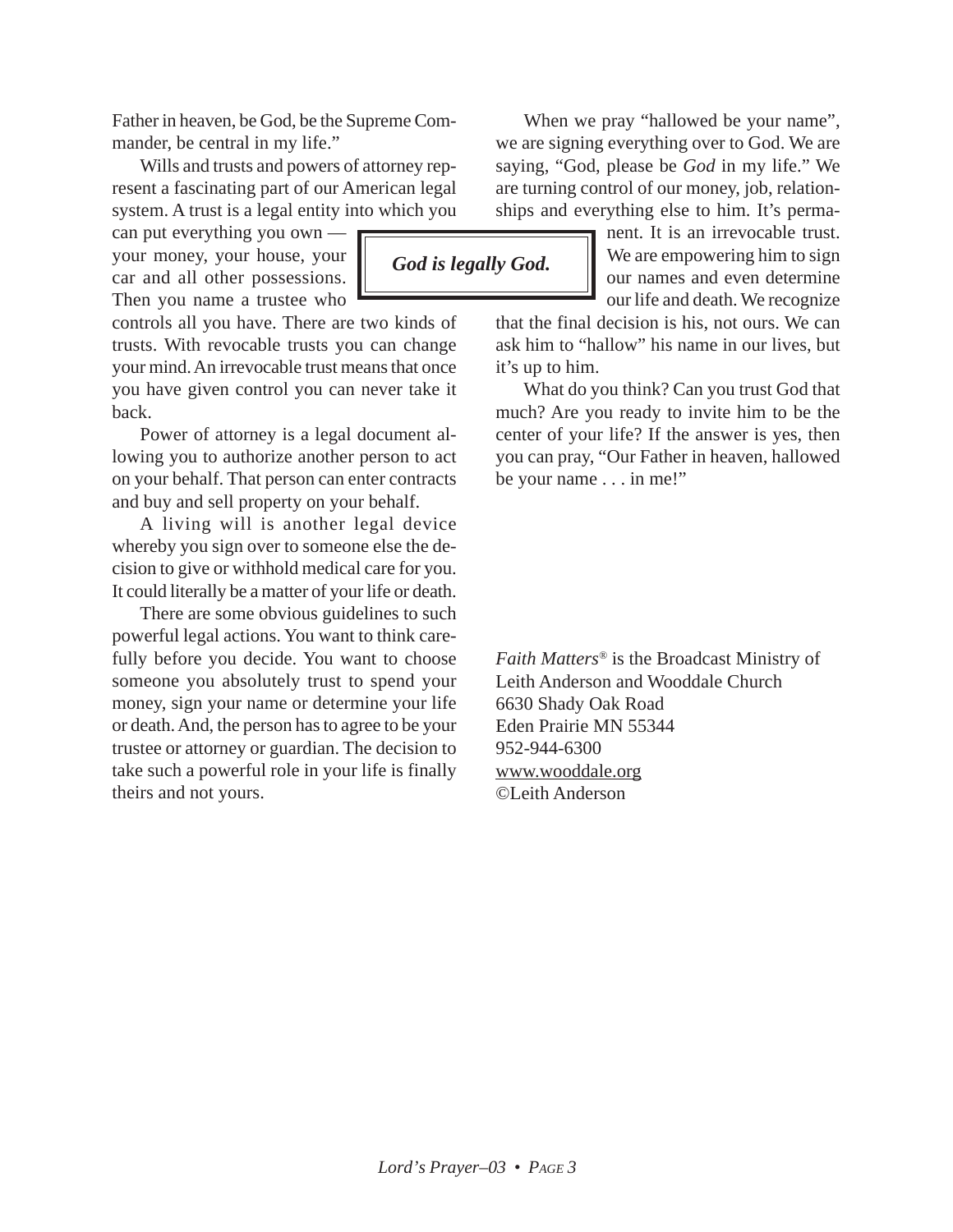Father in heaven, be God, be the Supreme Commander, be central in my life."

Wills and trusts and powers of attorney represent a fascinating part of our American legal system. A trust is a legal entity into which you can put everything you own — your money, your house, your car and all other possessions. Then you name a trustee who controls all you have. There are two kinds of trusts. With revocable trusts you can change your mind. An irrevocable trust means that once you have given control you can never take it back.

Power of attorney is a legal document allowing you to authorize another person to act on your behalf. That person can enter contracts and buy and sell property on your behalf.

A living will is another legal device whereby you sign over to someone else the decision to give or withhold medical care for you. It could literally be a matter of your life or death.

There are some obvious guidelines to such powerful legal actions. You want to think carefully before you decide. You want to choose someone you absolutely trust to spend your money, sign your name or determine your life or death. And, the person has to agree to be your trustee or attorney or guardian. The decision to take such a powerful role in your life is finally theirs and not yours.

When we pray "hallowed be your name", we are signing everything over to God. We are saying, "God, please be *God* in my life." We are turning control of our money, job, relationships and everything else to him. It's permanent. It is an irrevocable trust. We are empowering him to sign our names and even determine our life and death. We recognize that the final decision is his, not ours. We can ask him to "hallow" his name in our lives, but it's up to him.

***God is legally God.***

What do you think? Can you trust God that much? Are you ready to invite him to be the center of your life? If the answer is yes, then you can pray, "Our Father in heaven, hallowed be your name . . . in me!"

*Faith Matters*® is the Broadcast Ministry of
Leith Anderson and Wooddale Church
6630 Shady Oak Road
Eden Prairie MN 55344
952-944-6300
www.wooddale.org
©Leith Anderson